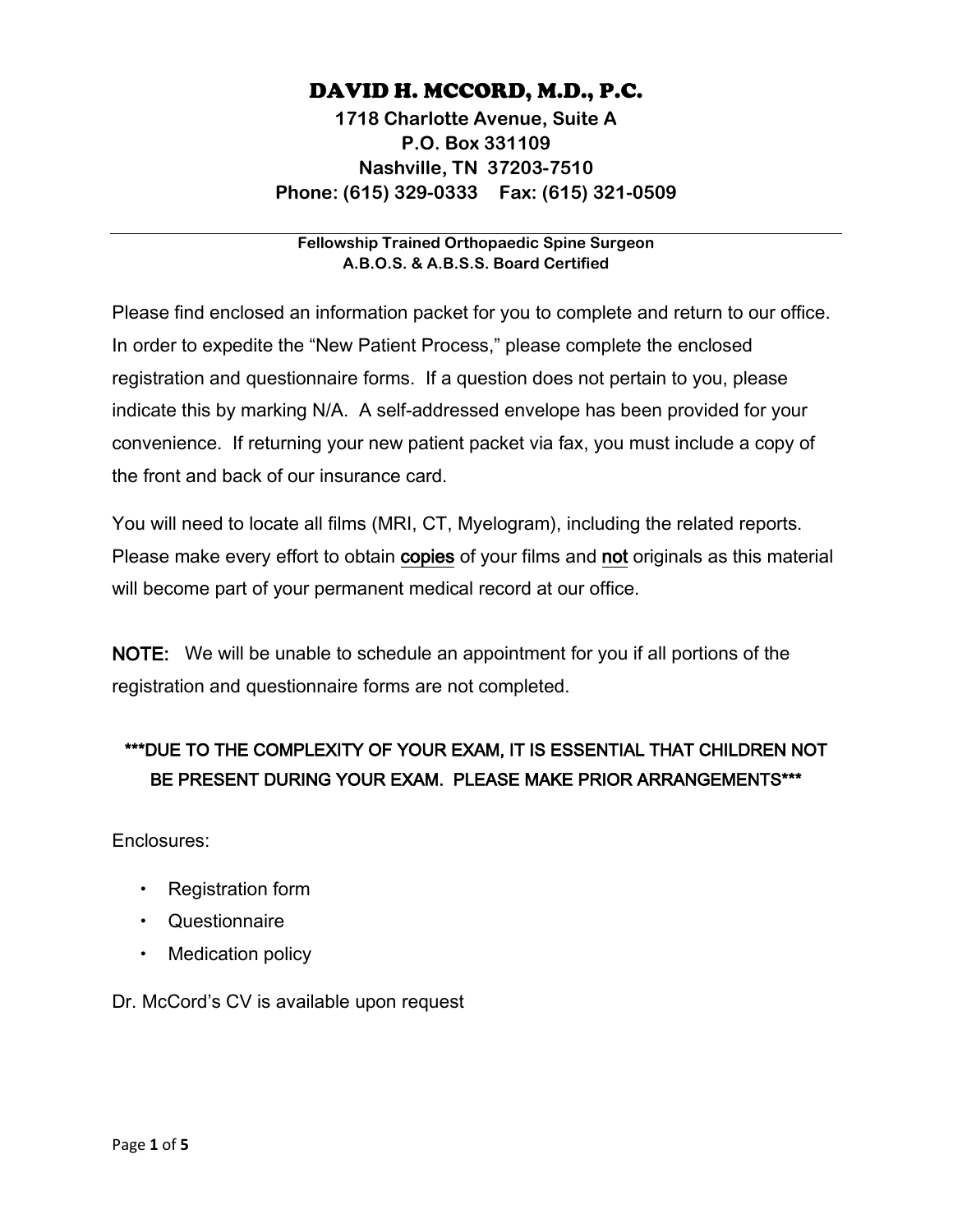# DAVID H. MCCORD, M.D., P.C.

**1718 Charlotte Avenue, Suite A**
**P.O. Box 331109**
**Nashville, TN 37203-7510**
**Phone: (615) 329-0333 Fax: (615) 321-0509**

---

**Fellowship Trained Orthopaedic Spine Surgeon**
**A.B.O.S. & A.B.S.S. Board Certified**

Please find enclosed an information packet for you to complete and return to our office. In order to expedite the "New Patient Process," please complete the enclosed registration and questionnaire forms. If a question does not pertain to you, please indicate this by marking N/A. A self-addressed envelope has been provided for your convenience. If returning your new patient packet via fax, you must include a copy of the front and back of our insurance card.

You will need to locate all films (MRI, CT, Myelogram), including the related reports. Please make every effort to obtain <u>copies</u> of your films and <u>not</u> originals as this material will become part of your permanent medical record at our office.

NOTE: We will be unable to schedule an appointment for you if all portions of the registration and questionnaire forms are not completed.

***DUE TO THE COMPLEXITY OF YOUR EXAM, IT IS ESSENTIAL THAT CHILDREN NOT BE PRESENT DURING YOUR EXAM. PLEASE MAKE PRIOR ARRANGEMENTS***

Enclosures:

- Registration form
- Questionnaire
- Medication policy

Dr. McCord's CV is available upon request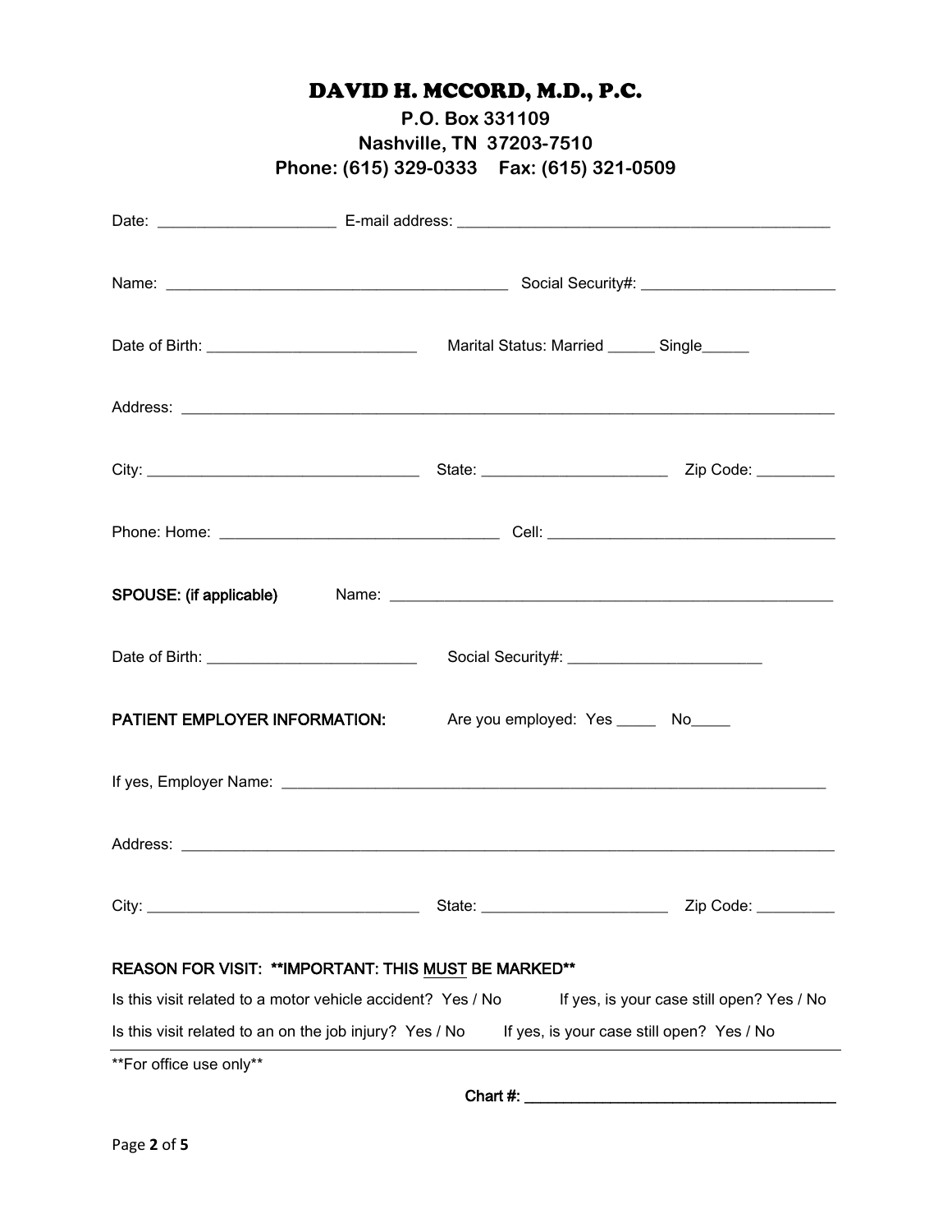# DAVID H. MCCORD, M.D., P.C.

**P.O. Box 331109**
**Nashville, TN 37203-7510**
**Phone: (615) 329-0333 Fax: (615) 321-0509**

Date: ____________________ E-mail address: __________________________________________

Name: ______________________________________ Social Security#: _____________________

Date of Birth: _______________________ Marital Status: Married _____ Single_____

Address: _________________________________________________________________________

City: ______________________________ State: ____________________ Zip Code: ________

Phone: Home: ______________________________ Cell: _______________________________

**SPOUSE: (if applicable)** Name: _________________________________________________

Date of Birth: _______________________ Social Security#: _____________________

**PATIENT EMPLOYER INFORMATION:** Are you employed: Yes _____ No_____

If yes, Employer Name: _____________________________________________________________

Address: _________________________________________________________________________

City: ______________________________ State: ____________________ Zip Code: ________

**REASON FOR VISIT: **IMPORTANT: THIS MUST BE MARKED****

Is this visit related to a motor vehicle accident? Yes / No If yes, is your case still open? Yes / No

Is this visit related to an on the job injury? Yes / No If yes, is your case still open? Yes / No

---

**For office use only**

**Chart #: ____________________________________**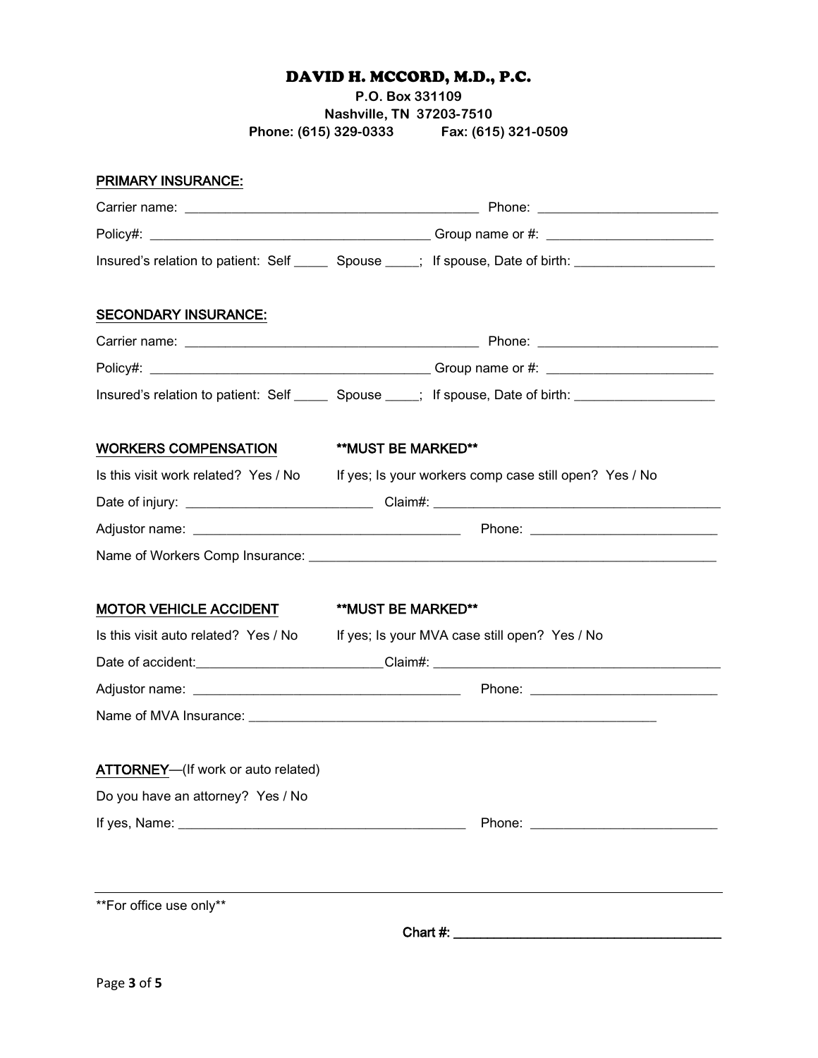# DAVID H. MCCORD, M.D., P.C.

**P.O. Box 331109**
**Nashville, TN 37203-7510**
**Phone: (615) 329-0333 Fax: (615) 321-0509**

## PRIMARY INSURANCE:

Carrier name: ________________________________________ Phone: ________________________

Policy#: ______________________________________ Group name or #: ______________________

Insured's relation to patient: Self _____ Spouse _____; If spouse, Date of birth: ___________________

## SECONDARY INSURANCE:

Carrier name: ________________________________________ Phone: ________________________

Policy#: ______________________________________ Group name or #: ______________________

Insured's relation to patient: Self _____ Spouse _____; If spouse, Date of birth: ___________________

## WORKERS COMPENSATION **MUST BE MARKED**

Is this visit work related? Yes / No If yes; Is your workers comp case still open? Yes / No

Date of injury: _________________________ Claim#: _______________________________________

Adjustor name: _____________________________________ Phone: _________________________

Name of Workers Comp Insurance: ________________________________________________________

## MOTOR VEHICLE ACCIDENT **MUST BE MARKED**

Is this visit auto related? Yes / No If yes; Is your MVA case still open? Yes / No

Date of accident:_________________________Claim#: _______________________________________

Adjustor name: _____________________________________ Phone: _________________________

Name of MVA Insurance: ________________________________________________________

## ATTORNEY—(If work or auto related)

Do you have an attorney? Yes / No

If yes, Name: _______________________________________ Phone: _________________________

---

**For office use only**

Chart #: ____________________________________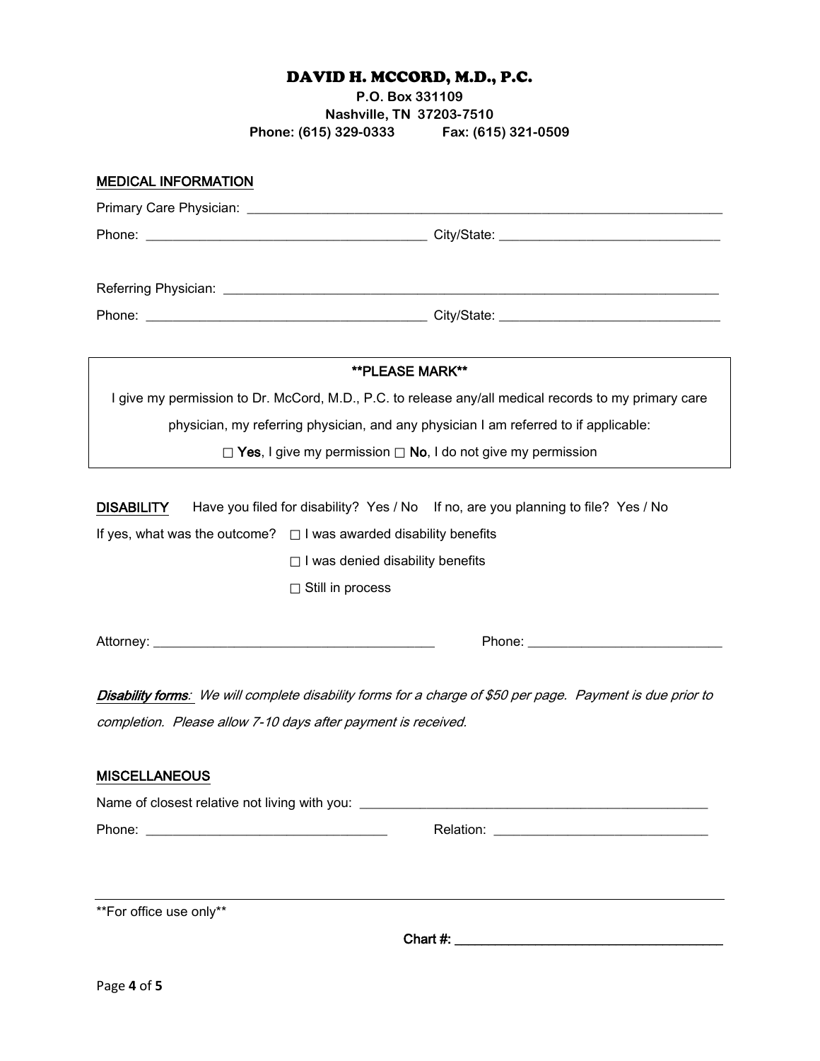# DAVID H. MCCORD, M.D., P.C.

**P.O. Box 331109**
**Nashville, TN 37203-7510**
**Phone: (615) 329-0333 Fax: (615) 321-0509**

## MEDICAL INFORMATION

Primary Care Physician: ______________________________________________

Phone: ______________________________ City/State: ______________________

Referring Physician: ______________________________________________

Phone: ______________________________ City/State: ______________________

**PLEASE MARK**

I give my permission to Dr. McCord, M.D., P.C. to release any/all medical records to my primary care physician, my referring physician, and any physician I am referred to if applicable:

☐ **Yes**, I give my permission ☐ **No**, I do not give my permission

**DISABILITY** Have you filed for disability? Yes / No If no, are you planning to file? Yes / No

If yes, what was the outcome?

☐ I was awarded disability benefits

☐ I was denied disability benefits

☐ Still in process

Attorney: ______________________________ Phone: ______________________

***Disability forms:*** *We will complete disability forms for a charge of $50 per page. Payment is due prior to completion. Please allow 7-10 days after payment is received.*

## MISCELLANEOUS

Name of closest relative not living with you: ______________________________

Phone: __________________________ Relation: ______________________

**For office use only**

**Chart #:** ______________________________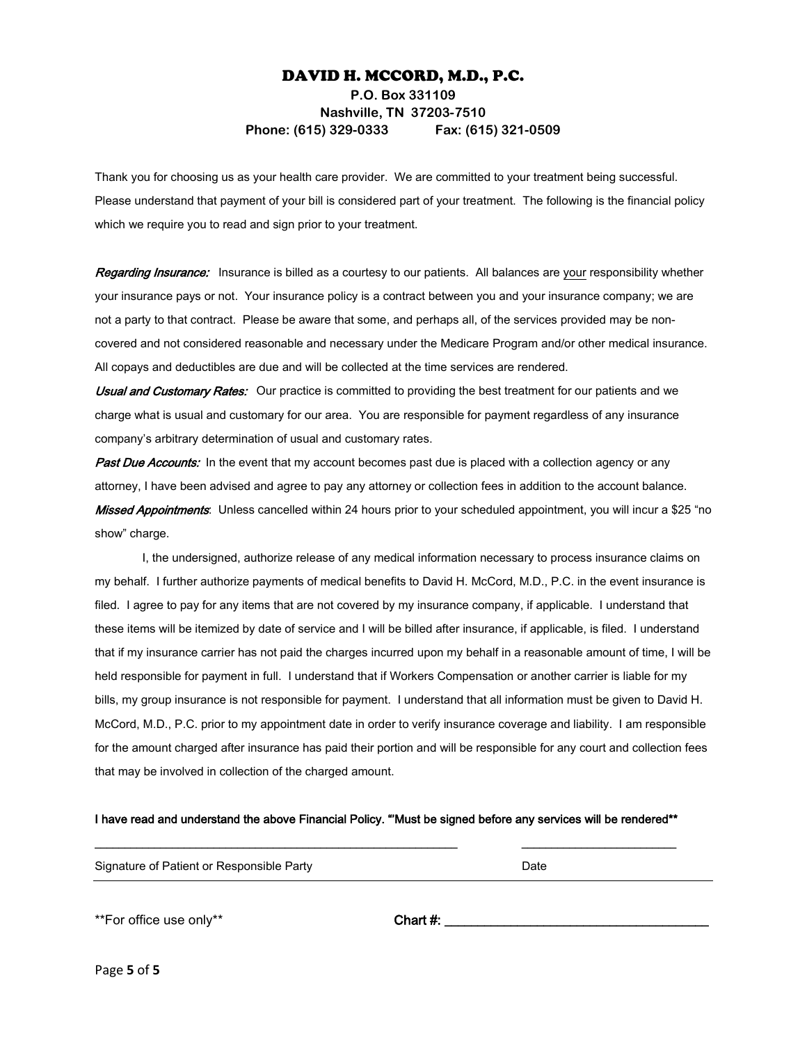# DAVID H. MCCORD, M.D., P.C.

**P.O. Box 331109**
**Nashville, TN 37203-7510**
**Phone: (615) 329-0333 Fax: (615) 321-0509**

Thank you for choosing us as your health care provider. We are committed to your treatment being successful. Please understand that payment of your bill is considered part of your treatment. The following is the financial policy which we require you to read and sign prior to your treatment.

***Regarding Insurance:*** Insurance is billed as a courtesy to our patients. All balances are <u>your</u> responsibility whether your insurance pays or not. Your insurance policy is a contract between you and your insurance company; we are not a party to that contract. Please be aware that some, and perhaps all, of the services provided may be non-covered and not considered reasonable and necessary under the Medicare Program and/or other medical insurance. All copays and deductibles are due and will be collected at the time services are rendered.

***Usual and Customary Rates:*** Our practice is committed to providing the best treatment for our patients and we charge what is usual and customary for our area. You are responsible for payment regardless of any insurance company's arbitrary determination of usual and customary rates.

***Past Due Accounts:*** In the event that my account becomes past due is placed with a collection agency or any attorney, I have been advised and agree to pay any attorney or collection fees in addition to the account balance.

***Missed Appointments***: Unless cancelled within 24 hours prior to your scheduled appointment, you will incur a $25 "no show" charge.

I, the undersigned, authorize release of any medical information necessary to process insurance claims on my behalf. I further authorize payments of medical benefits to David H. McCord, M.D., P.C. in the event insurance is filed. I agree to pay for any items that are not covered by my insurance company, if applicable. I understand that these items will be itemized by date of service and I will be billed after insurance, if applicable, is filed. I understand that if my insurance carrier has not paid the charges incurred upon my behalf in a reasonable amount of time, I will be held responsible for payment in full. I understand that if Workers Compensation or another carrier is liable for my bills, my group insurance is not responsible for payment. I understand that all information must be given to David H. McCord, M.D., P.C. prior to my appointment date in order to verify insurance coverage and liability. I am responsible for the amount charged after insurance has paid their portion and will be responsible for any court and collection fees that may be involved in collection of the charged amount.

**I have read and understand the above Financial Policy. "Must be signed before any services will be rendered\*\***

_______________________________________________ ______________________

Signature of Patient or Responsible Party Date

\*\*For office use only\*\* **Chart #:** ________________________________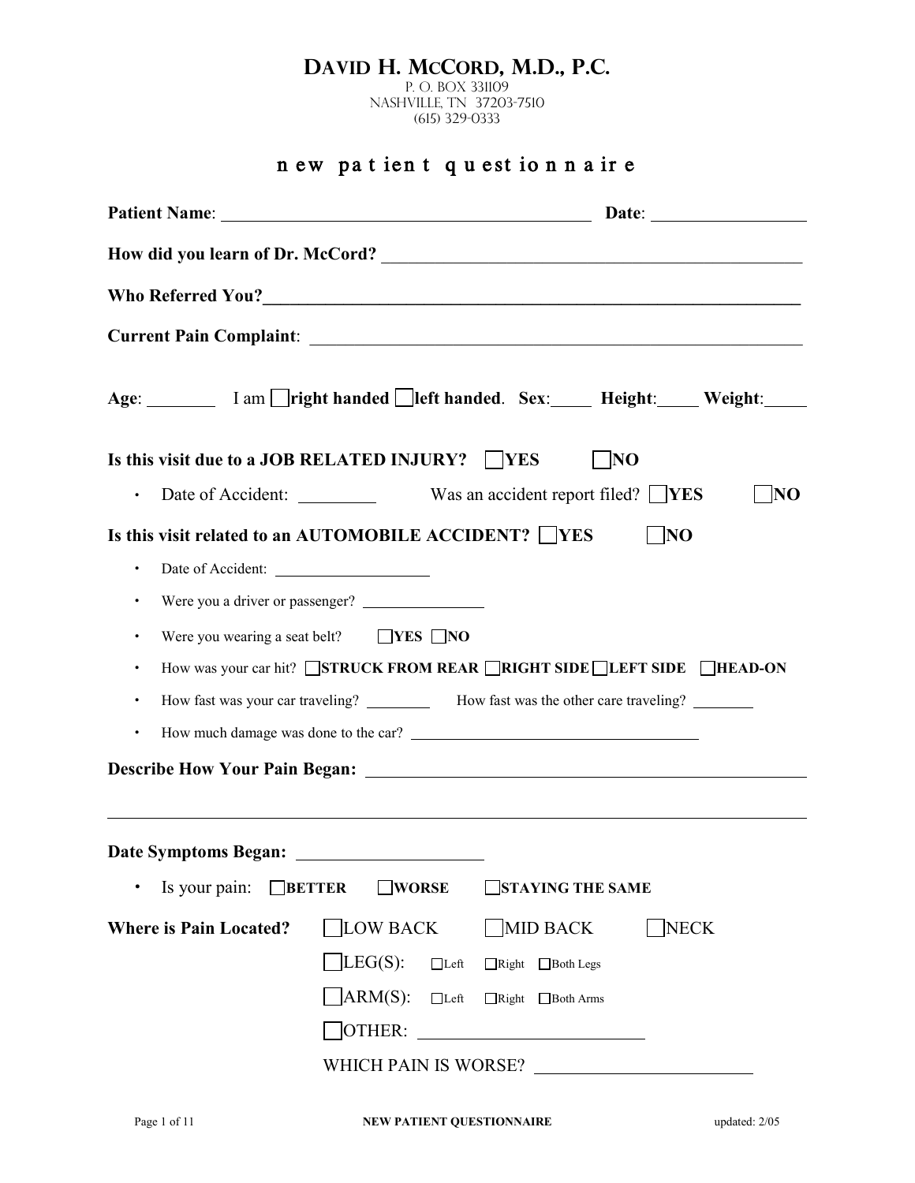# DAVID H. MCCORD, M.D., P.C.

P. O. BOX 331109
NASHVILLE, TN 37203-7510
(615) 329-0333

## new patient questionnaire

**Patient Name**: ______________________________ **Date**: ______________

**How did you learn of Dr. McCord?** ______________________________

**Who Referred You?** ______________________________

**Current Pain Complaint**: ______________________________

**Age**: ________ I am ☐ **right handed** ☐ **left handed**. **Sex**: _____ **Height**: _____ **Weight**: _____

**Is this visit due to a JOB RELATED INJURY?** ☐ **YES** ☐ **NO**

- Date of Accident: __________ Was an accident report filed? ☐ **YES** ☐ **NO**

**Is this visit related to an AUTOMOBILE ACCIDENT?** ☐ **YES** ☐ **NO**

- Date of Accident: ______________
- Were you a driver or passenger? ______________
- Were you wearing a seat belt? ☐ **YES** ☐ **NO**
- How was your car hit? ☐ **STRUCK FROM REAR** ☐ **RIGHT SIDE** ☐ **LEFT SIDE** ☐ **HEAD-ON**
- How fast was your car traveling? __________ How fast was the other care traveling? __________
- How much damage was done to the car? ______________________________

**Describe How Your Pain Began:** ______________________________

______________________________

**Date Symptoms Began:** ______________

- Is your pain: ☐ **BETTER** ☐ **WORSE** ☐ **STAYING THE SAME**

**Where is Pain Located?** ☐ LOW BACK ☐ MID BACK ☐ NECK

☐ LEG(S): ☐ Left ☐ Right ☐ Both Legs

☐ ARM(S): ☐ Left ☐ Right ☐ Both Arms

☐ OTHER: ______________________

WHICH PAIN IS WORSE? ______________________

NEW PATIENT QUESTIONNAIRE updated: 2/05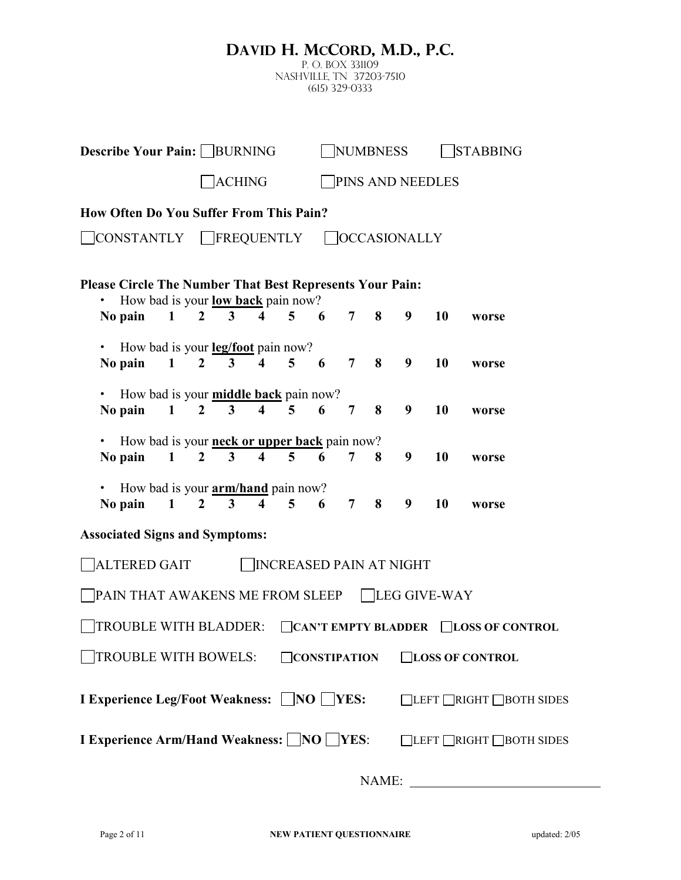# David H. McCord, M.D., P.C.

P. O. Box 331109
Nashville, TN 37203-7510
(615) 329-0333

**Describe Your Pain:** ☐ BURNING ☐ NUMBNESS ☐ STABBING

☐ ACHING ☐ PINS AND NEEDLES

**How Often Do You Suffer From This Pain?**

☐ CONSTANTLY ☐ FREQUENTLY ☐ OCCASIONALLY

**Please Circle The Number That Best Represents Your Pain:**

- How bad is your **low back** pain now?

**No pain 1 2 3 4 5 6 7 8 9 10 worse**

- How bad is your **leg/foot** pain now?

**No pain 1 2 3 4 5 6 7 8 9 10 worse**

- How bad is your **middle back** pain now?

**No pain 1 2 3 4 5 6 7 8 9 10 worse**

- How bad is your **neck or upper back** pain now?

**No pain 1 2 3 4 5 6 7 8 9 10 worse**

- How bad is your **arm/hand** pain now?

**No pain 1 2 3 4 5 6 7 8 9 10 worse**

**Associated Signs and Symptoms:**

☐ ALTERED GAIT ☐ INCREASED PAIN AT NIGHT

☐ PAIN THAT AWAKENS ME FROM SLEEP ☐ LEG GIVE-WAY

☐ TROUBLE WITH BLADDER: ☐ **CAN'T EMPTY BLADDER** ☐ **LOSS OF CONTROL**

☐ TROUBLE WITH BOWELS: ☐ **CONSTIPATION** ☐ **LOSS OF CONTROL**

**I Experience Leg/Foot Weakness:** ☐ **NO** ☐ **YES:** ☐ LEFT ☐ RIGHT ☐ BOTH SIDES

**I Experience Arm/Hand Weakness:** ☐ **NO** ☐ **YES**: ☐ LEFT ☐ RIGHT ☐ BOTH SIDES

NAME: ______________________________

**NEW PATIENT QUESTIONNAIRE** updated: 2/05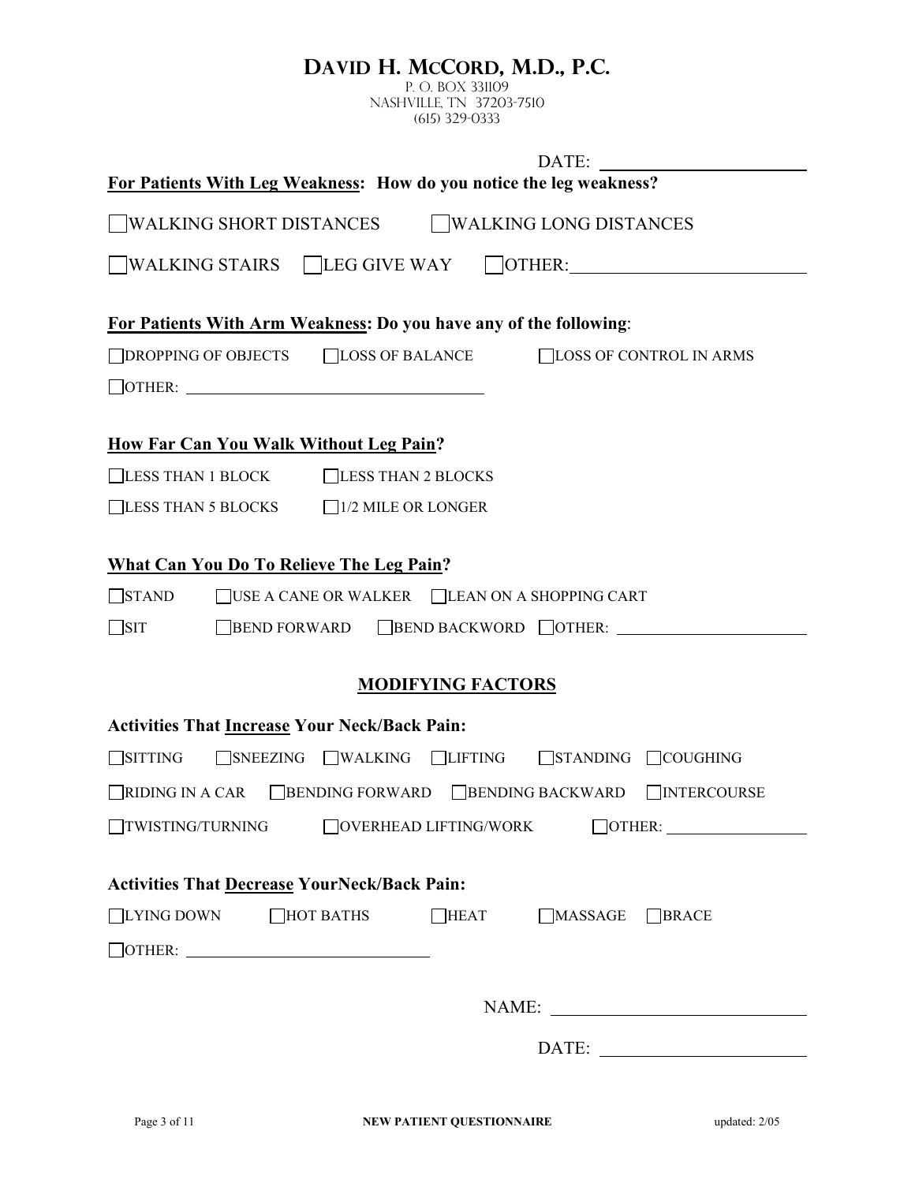# David H. McCord, M.D., P.C.

P. O. Box 331109
Nashville, TN 37203-7510
(615) 329-0333

DATE: ______________________

**For Patients With Leg Weakness: How do you notice the leg weakness?**

☐ WALKING SHORT DISTANCES ☐ WALKING LONG DISTANCES

☐ WALKING STAIRS ☐ LEG GIVE WAY ☐ OTHER: ______________________

**For Patients With Arm Weakness: Do you have any of the following:**

☐ DROPPING OF OBJECTS ☐ LOSS OF BALANCE ☐ LOSS OF CONTROL IN ARMS

☐ OTHER: ______________________

**How Far Can You Walk Without Leg Pain?**

☐ LESS THAN 1 BLOCK ☐ LESS THAN 2 BLOCKS

☐ LESS THAN 5 BLOCKS ☐ 1/2 MILE OR LONGER

**What Can You Do To Relieve The Leg Pain?**

☐ STAND ☐ USE A CANE OR WALKER ☐ LEAN ON A SHOPPING CART

☐ SIT ☐ BEND FORWARD ☐ BEND BACKWORD ☐ OTHER: ______________________

## MODIFYING FACTORS

**Activities That Increase Your Neck/Back Pain:**

☐ SITTING ☐ SNEEZING ☐ WALKING ☐ LIFTING ☐ STANDING ☐ COUGHING

☐ RIDING IN A CAR ☐ BENDING FORWARD ☐ BENDING BACKWARD ☐ INTERCOURSE

☐ TWISTING/TURNING ☐ OVERHEAD LIFTING/WORK ☐ OTHER: ______________________

**Activities That Decrease YourNeck/Back Pain:**

☐ LYING DOWN ☐ HOT BATHS ☐ HEAT ☐ MASSAGE ☐ BRACE

☐ OTHER: ______________________

NAME: ______________________

DATE: ______________________

NEW PATIENT QUESTIONNAIRE updated: 2/05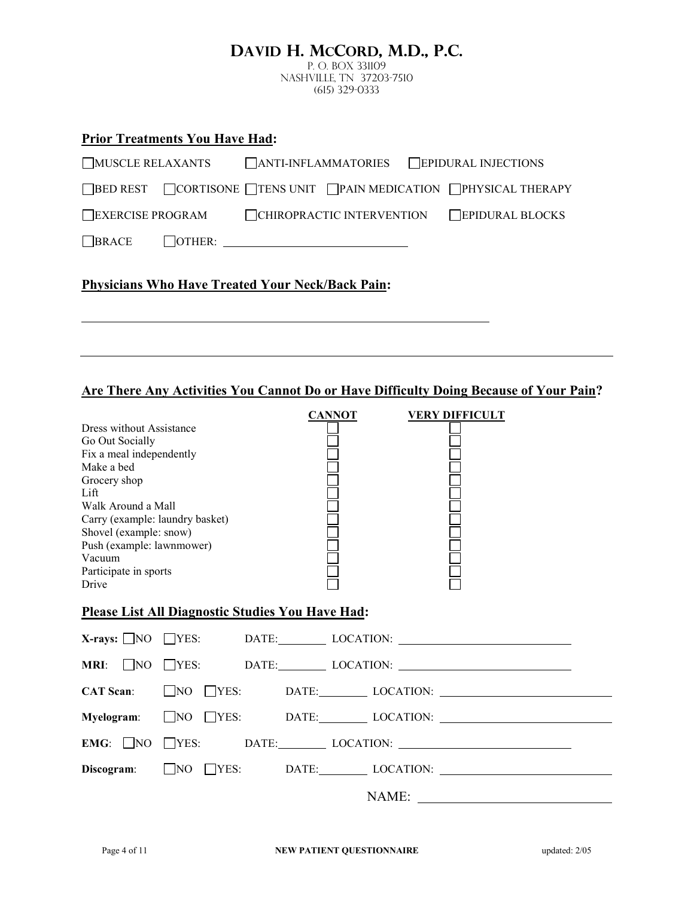# David H. McCord, M.D., P.C.

P. O. BOX 331109
NASHVILLE, TN 37203-7510
(615) 329-0333

## Prior Treatments You Have Had:

☐ MUSCLE RELAXANTS ☐ ANTI-INFLAMMATORIES ☐ EPIDURAL INJECTIONS

☐ BED REST ☐ CORTISONE ☐ TENS UNIT ☐ PAIN MEDICATION ☐ PHYSICAL THERAPY

☐ EXERCISE PROGRAM ☐ CHIROPRACTIC INTERVENTION ☐ EPIDURAL BLOCKS

☐ BRACE ☐ OTHER: ______________________________

## Physicians Who Have Treated Your Neck/Back Pain:

______________________________________________________________

______________________________________________________________

## Are There Any Activities You Cannot Do or Have Difficulty Doing Because of Your Pain?

| | CANNOT | VERY DIFFICULT |
|---|---|---|
| Dress without Assistance | ☐ | ☐ |
| Go Out Socially | ☐ | ☐ |
| Fix a meal independently | ☐ | ☐ |
| Make a bed | ☐ | ☐ |
| Grocery shop | ☐ | ☐ |
| Lift | ☐ | ☐ |
| Walk Around a Mall | ☐ | ☐ |
| Carry (example: laundry basket) | ☐ | ☐ |
| Shovel (example: snow) | ☐ | ☐ |
| Push (example: lawnmower) | ☐ | ☐ |
| Vacuum | ☐ | ☐ |
| Participate in sports | ☐ | ☐ |
| Drive | ☐ | ☐ |

## Please List All Diagnostic Studies You Have Had:

**X-rays:** ☐ NO ☐ YES: DATE:________ LOCATION: ____________________________

**MRI**: ☐ NO ☐ YES: DATE:________ LOCATION: ____________________________

**CAT Scan**: ☐ NO ☐ YES: DATE:________ LOCATION: ____________________________

**Myelogram**: ☐ NO ☐ YES: DATE:________ LOCATION: ____________________________

**EMG**: ☐ NO ☐ YES: DATE:________ LOCATION: ____________________________

**Discogram**: ☐ NO ☐ YES: DATE:________ LOCATION: ____________________________

NAME: ____________________________

NEW PATIENT QUESTIONNAIRE updated: 2/05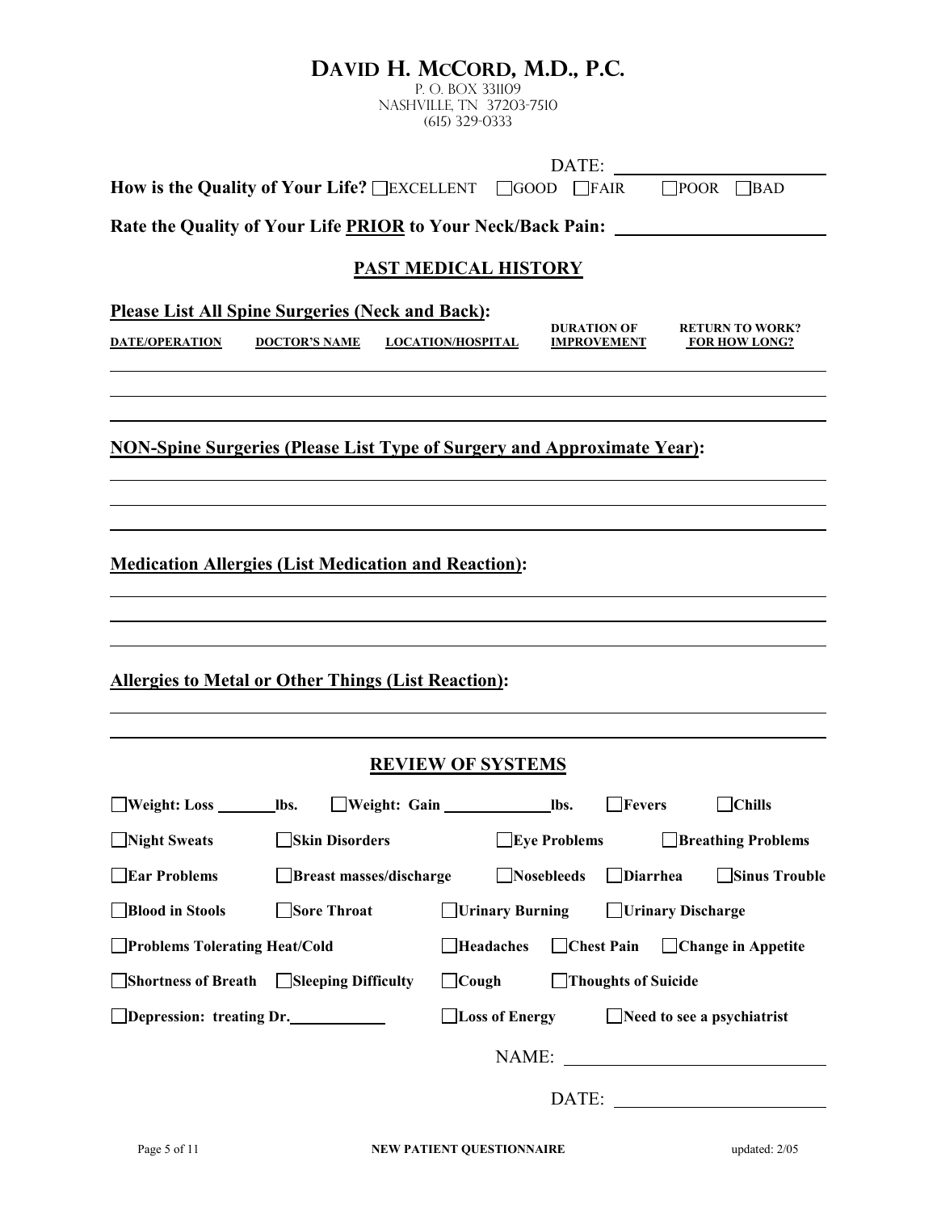# DAVID H. MCCORD, M.D., P.C.

P. O. BOX 331109
NASHVILLE, TN 37203-7510
(615) 329-0333

DATE: ______________________

**How is the Quality of Your Life?** ☐ EXCELLENT ☐ GOOD ☐ FAIR ☐ POOR ☐ BAD

**Rate the Quality of Your Life PRIOR to Your Neck/Back Pain:** ______________________

## PAST MEDICAL HISTORY

**Please List All Spine Surgeries (Neck and Back):**

| DATE/OPERATION | DOCTOR'S NAME | LOCATION/HOSPITAL | DURATION OF IMPROVEMENT | RETURN TO WORK? FOR HOW LONG? |
|---|---|---|---|---|
| | | | | |
| | | | | |
| | | | | |

**NON-Spine Surgeries (Please List Type of Surgery and Approximate Year):**

______________________________________________________________________

______________________________________________________________________

______________________________________________________________________

**Medication Allergies (List Medication and Reaction):**

______________________________________________________________________

______________________________________________________________________

______________________________________________________________________

**Allergies to Metal or Other Things (List Reaction):**

______________________________________________________________________

______________________________________________________________________

## REVIEW OF SYSTEMS

☐ **Weight: Loss** _______ **lbs.** ☐ **Weight: Gain** _____________ **lbs.** ☐ **Fevers** ☐ **Chills**

☐ **Night Sweats** ☐ **Skin Disorders** ☐ **Eye Problems** ☐ **Breathing Problems**

☐ **Ear Problems** ☐ **Breast masses/discharge** ☐ **Nosebleeds** ☐ **Diarrhea** ☐ **Sinus Trouble**

☐ **Blood in Stools** ☐ **Sore Throat** ☐ **Urinary Burning** ☐ **Urinary Discharge**

☐ **Problems Tolerating Heat/Cold** ☐ **Headaches** ☐ **Chest Pain** ☐ **Change in Appetite**

☐ **Shortness of Breath** ☐ **Sleeping Difficulty** ☐ **Cough** ☐ **Thoughts of Suicide**

☐ **Depression: treating Dr.** ____________ ☐ **Loss of Energy** ☐ **Need to see a psychiatrist**

NAME: ______________________________

DATE: ______________________________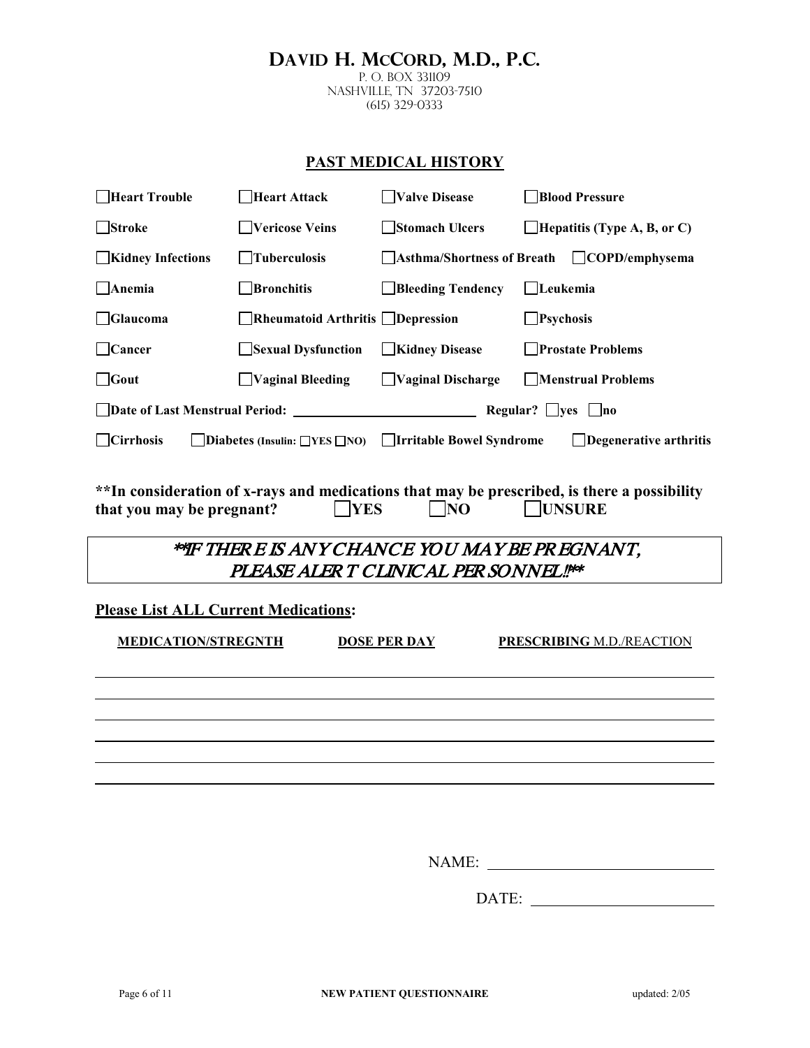# DAVID H. MCCORD, M.D., P.C.

P. O. BOX 331109
NASHVILLE, TN 37203-7510
(615) 329-0333

## PAST MEDICAL HISTORY

| | | | |
|---|---|---|---|
| ☐ **Heart Trouble** | ☐ **Heart Attack** | ☐ **Valve Disease** | ☐ **Blood Pressure** |
| ☐ **Stroke** | ☐ **Vericose Veins** | ☐ **Stomach Ulcers** | ☐ **Hepatitis (Type A, B, or C)** |
| ☐ **Kidney Infections** | ☐ **Tuberculosis** | ☐ **Asthma/Shortness of Breath** | ☐ **COPD/emphysema** |
| ☐ **Anemia** | ☐ **Bronchitis** | ☐ **Bleeding Tendency** | ☐ **Leukemia** |
| ☐ **Glaucoma** | ☐ **Rheumatoid Arthritis** | ☐ **Depression** | ☐ **Psychosis** |
| ☐ **Cancer** | ☐ **Sexual Dysfunction** | ☐ **Kidney Disease** | ☐ **Prostate Problems** |
| ☐ **Gout** | ☐ **Vaginal Bleeding** | ☐ **Vaginal Discharge** | ☐ **Menstrual Problems** |

☐ **Date of Last Menstrual Period:** ____________________ **Regular?** ☐ **yes** ☐ **no**

☐ **Cirrhosis** ☐ **Diabetes (Insulin: ☐ YES ☐ NO)** ☐ **Irritable Bowel Syndrome** ☐ **Degenerative arthritis**

****In consideration of x-rays and medications that may be prescribed, is there a possibility that you may be pregnant?** ☐ **YES** ☐ **NO** ☐ **UNSURE**

> ***\*\*IF THERE IS ANY CHANCE YOU MAY BE PREGNANT, PLEASE ALERT CLINICAL PERSONNEL!!\*\****

**Please List ALL Current Medications:**

| MEDICATION/STREGNTH | DOSE PER DAY | PRESCRIBING M.D./REACTION |
|---|---|---|
| | | |
| | | |
| | | |
| | | |
| | | |
| | | |

NAME: ____________________

DATE: ____________________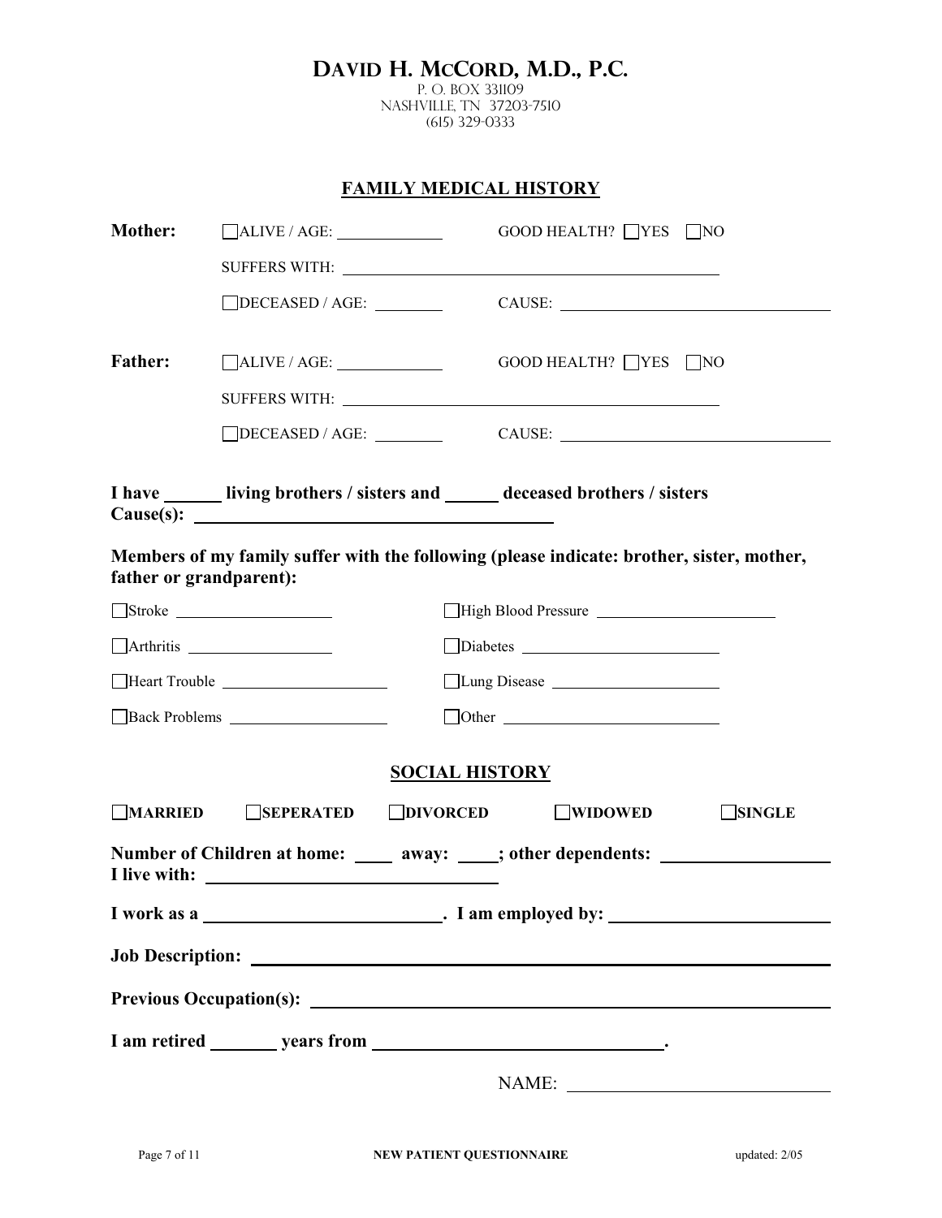# David H. McCord, M.D., P.C.

P. O. Box 331109
Nashville, TN 37203-7510
(615) 329-0333

## FAMILY MEDICAL HISTORY

**Mother:** ☐ALIVE / AGE: ____________ GOOD HEALTH? ☐YES ☐NO

SUFFERS WITH: ________________________________________

☐DECEASED / AGE: ________ CAUSE: ______________________________

**Father:** ☐ALIVE / AGE: ____________ GOOD HEALTH? ☐YES ☐NO

SUFFERS WITH: ________________________________________

☐DECEASED / AGE: ________ CAUSE: ______________________________

**I have ______ living brothers / sisters and ______ deceased brothers / sisters**
**Cause(s):** ________________________________________

**Members of my family suffer with the following (please indicate: brother, sister, mother, father or grandparent):**

☐Stroke __________________ ☐High Blood Pressure ____________________

☐Arthritis ________________ ☐Diabetes ____________________

☐Heart Trouble __________________ ☐Lung Disease ____________________

☐Back Problems __________________ ☐Other ____________________

## SOCIAL HISTORY

☐**MARRIED** ☐**SEPERATED** ☐**DIVORCED** ☐**WIDOWED** ☐**SINGLE**

**Number of Children at home: ____ away: ____; other dependents:** ________________
**I live with:** ______________________________

**I work as a** ________________________. **I am employed by:** ______________________

**Job Description:** ________________________________________________________

**Previous Occupation(s):** ____________________________________________________

**I am retired _______ years from ______________________________.**

NAME: ____________________________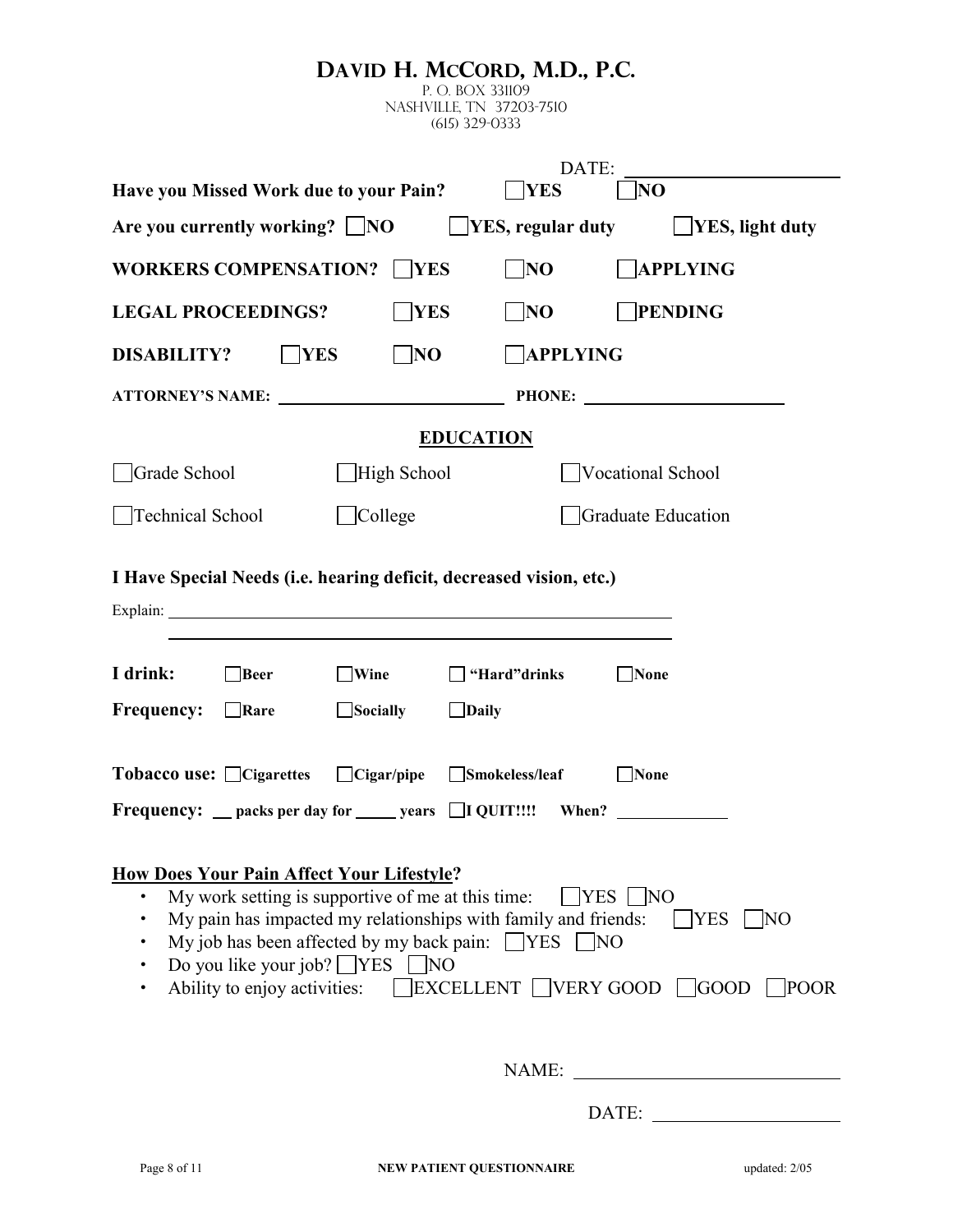# David H. McCord, M.D., P.C.

P. O. Box 331109
Nashville, TN 37203-7510
(615) 329-0333

DATE: ______________________

**Have you Missed Work due to your Pain?** ☐ **YES** ☐ **NO**

**Are you currently working?** ☐ **NO** ☐ **YES, regular duty** ☐ **YES, light duty**

**WORKERS COMPENSATION?** ☐ **YES** ☐ **NO** ☐ **APPLYING**

**LEGAL PROCEEDINGS?** ☐ **YES** ☐ **NO** ☐ **PENDING**

**DISABILITY?** ☐ **YES** ☐ **NO** ☐ **APPLYING**

**ATTORNEY'S NAME:** ______________________ **PHONE:** ______________________

## EDUCATION

☐ Grade School ☐ High School ☐ Vocational School

☐ Technical School ☐ College ☐ Graduate Education

**I Have Special Needs (i.e. hearing deficit, decreased vision, etc.)**

Explain: ____________________________________________________________

____________________________________________________________

**I drink:** ☐ **Beer** ☐ **Wine** ☐ **"Hard"drinks** ☐ **None**

**Frequency:** ☐ **Rare** ☐ **Socially** ☐ **Daily**

**Tobacco use:** ☐ **Cigarettes** ☐ **Cigar/pipe** ☐ **Smokeless/leaf** ☐ **None**

**Frequency:** __ **packs per day for** _____ **years** ☐ **I QUIT!!!!** **When?** _____________

**How Does Your Pain Affect Your Lifestyle?**

- My work setting is supportive of me at this time: ☐ YES ☐ NO
- My pain has impacted my relationships with family and friends: ☐ YES ☐ NO
- My job has been affected by my back pain: ☐ YES ☐ NO
- Do you like your job? ☐ YES ☐ NO
- Ability to enjoy activities: ☐ EXCELLENT ☐ VERY GOOD ☐ GOOD ☐ POOR

NAME: ______________________________

DATE: ______________________

NEW PATIENT QUESTIONNAIRE updated: 2/05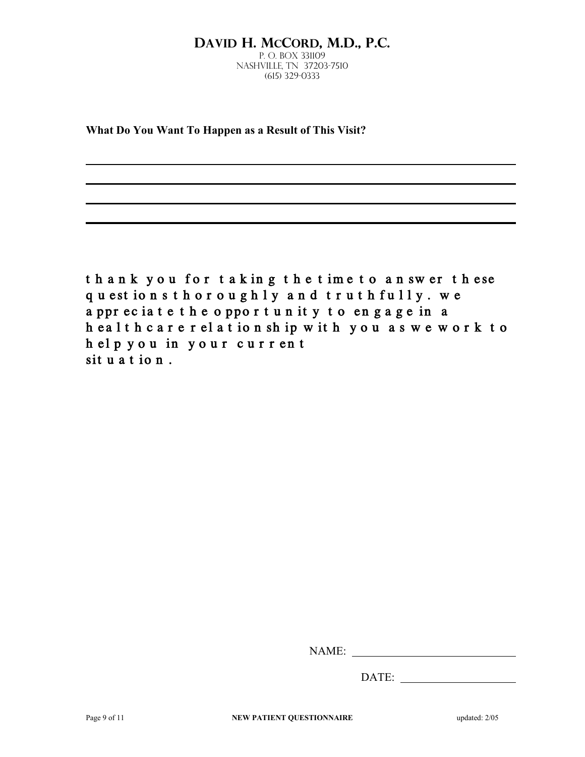# DAVID H. MCCORD, M.D., P.C.

P. O. BOX 331109
NASHVILLE, TN 37203-7510
(615) 329-0333

**What Do You Want To Happen as a Result of This Visit?**

______________________________________________________________________

______________________________________________________________________

______________________________________________________________________

______________________________________________________________________

thank you for taking the time to answer these questions thoroughly and truthfully. we appreciate the opportunity to engage in a healthcare relationship with you as we work to help you in your current situation.

NAME: ______________________________

DATE: ____________________

**NEW PATIENT QUESTIONNAIRE**

updated: 2/05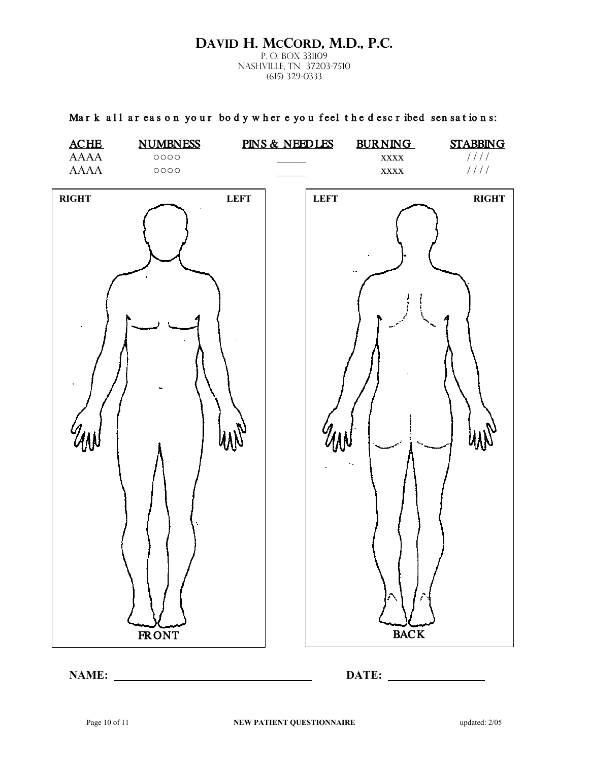# David H. McCord, M.D., P.C.

P. O. BOX 331109
NASHVILLE, TN 37203-7510
(615) 329-0333

Mark all areas on your body where you feel the described sensations:

| ACHE | NUMBNESS | PINS & NEEDLES | BURNING | STABBING |
|---|---|---|---|---|
| AAAA | oooo | ______ | xxxx | //// |
| AAAA | oooo | ______ | xxxx | //// |

RIGHT LEFT

FRONT

LEFT RIGHT

BACK

**NAME:** ______________________________ **DATE:** ______________

NEW PATIENT QUESTIONNAIRE updated: 2/05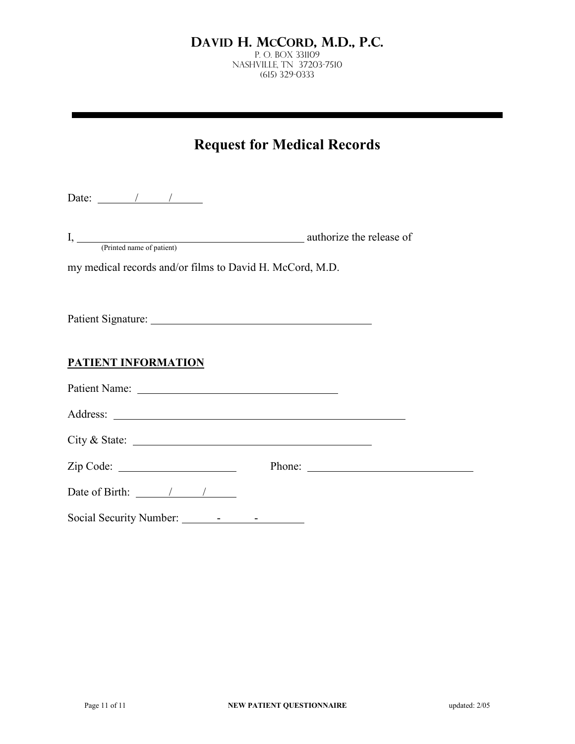# David H. McCord, M.D., P.C.

P. O. Box 331109
Nashville, TN 37203-7510
(615) 329-0333

## Request for Medical Records

Date: ______/______/______

I, ____________________________________ authorize the release of
(Printed name of patient)

my medical records and/or films to David H. McCord, M.D.

Patient Signature: ____________________________________

**PATIENT INFORMATION**

Patient Name: ____________________________________

Address: ____________________________________

City & State: ____________________________________

Zip Code: ____________________ Phone: ____________________________

Date of Birth: ______/______/______

Social Security Number: ______-______-________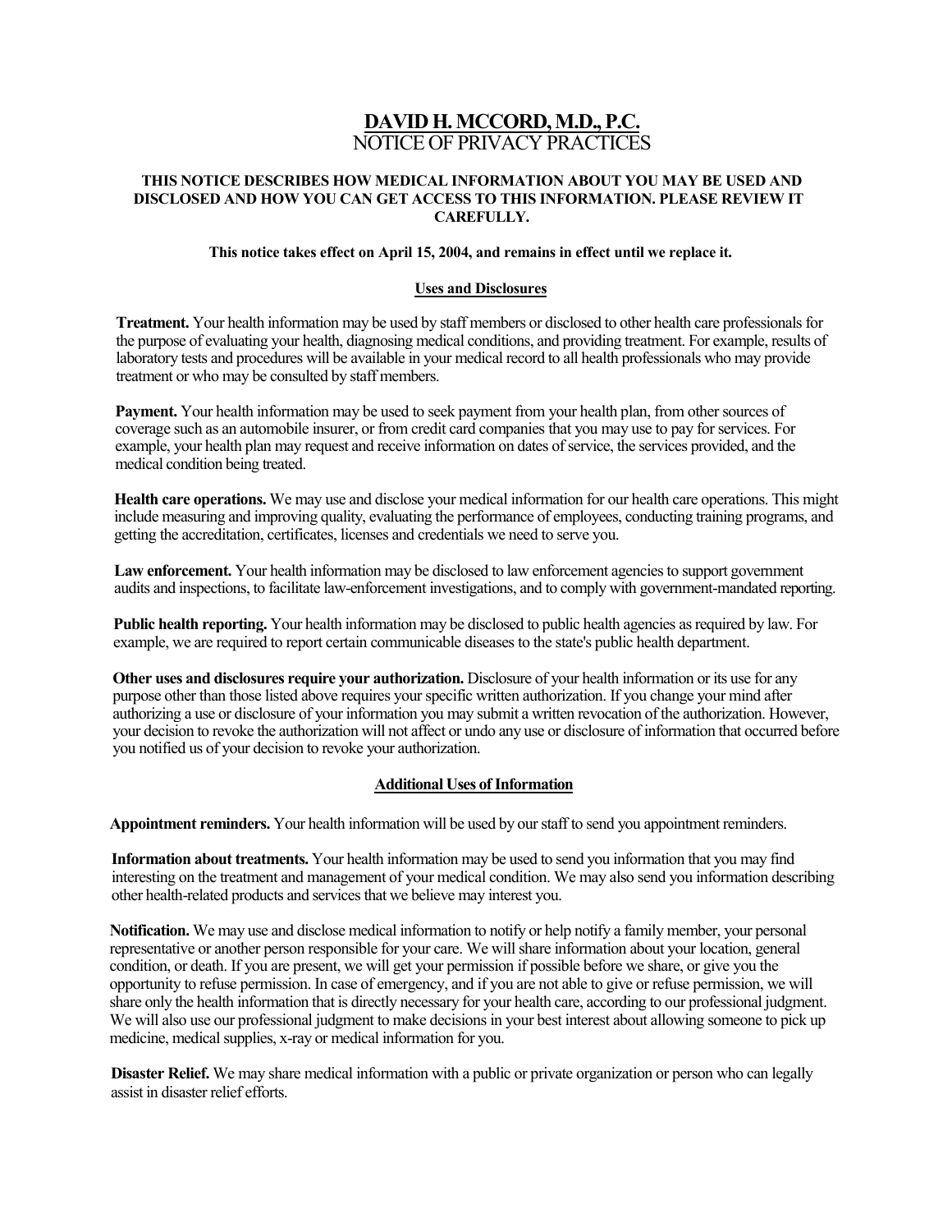# DAVID H. MCCORD, M.D., P.C.

## NOTICE OF PRIVACY PRACTICES

**THIS NOTICE DESCRIBES HOW MEDICAL INFORMATION ABOUT YOU MAY BE USED AND DISCLOSED AND HOW YOU CAN GET ACCESS TO THIS INFORMATION. PLEASE REVIEW IT CAREFULLY.**

**This notice takes effect on April 15, 2004, and remains in effect until we replace it.**

### Uses and Disclosures

**Treatment.** Your health information may be used by staff members or disclosed to other health care professionals for the purpose of evaluating your health, diagnosing medical conditions, and providing treatment. For example, results of laboratory tests and procedures will be available in your medical record to all health professionals who may provide treatment or who may be consulted by staff members.

**Payment.** Your health information may be used to seek payment from your health plan, from other sources of coverage such as an automobile insurer, or from credit card companies that you may use to pay for services. For example, your health plan may request and receive information on dates of service, the services provided, and the medical condition being treated.

**Health care operations.** We may use and disclose your medical information for our health care operations. This might include measuring and improving quality, evaluating the performance of employees, conducting training programs, and getting the accreditation, certificates, licenses and credentials we need to serve you.

**Law enforcement.** Your health information may be disclosed to law enforcement agencies to support government audits and inspections, to facilitate law-enforcement investigations, and to comply with government-mandated reporting.

**Public health reporting.** Your health information may be disclosed to public health agencies as required by law. For example, we are required to report certain communicable diseases to the state's public health department.

**Other uses and disclosures require your authorization.** Disclosure of your health information or its use for any purpose other than those listed above requires your specific written authorization. If you change your mind after authorizing a use or disclosure of your information you may submit a written revocation of the authorization. However, your decision to revoke the authorization will not affect or undo any use or disclosure of information that occurred before you notified us of your decision to revoke your authorization.

### Additional Uses of Information

**Appointment reminders.** Your health information will be used by our staff to send you appointment reminders.

**Information about treatments.** Your health information may be used to send you information that you may find interesting on the treatment and management of your medical condition. We may also send you information describing other health-related products and services that we believe may interest you.

**Notification.** We may use and disclose medical information to notify or help notify a family member, your personal representative or another person responsible for your care. We will share information about your location, general condition, or death. If you are present, we will get your permission if possible before we share, or give you the opportunity to refuse permission. In case of emergency, and if you are not able to give or refuse permission, we will share only the health information that is directly necessary for your health care, according to our professional judgment. We will also use our professional judgment to make decisions in your best interest about allowing someone to pick up medicine, medical supplies, x-ray or medical information for you.

**Disaster Relief.** We may share medical information with a public or private organization or person who can legally assist in disaster relief efforts.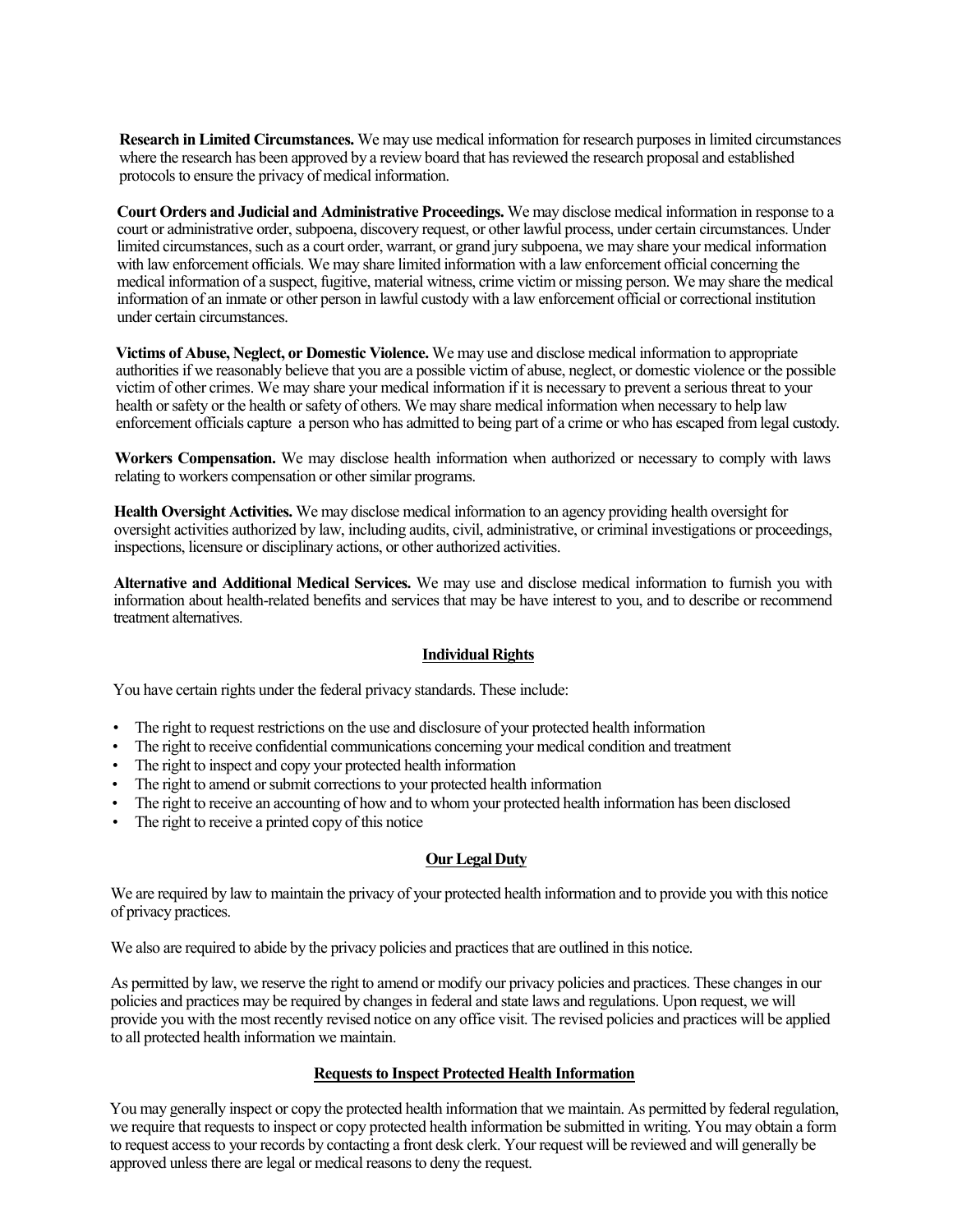**Research in Limited Circumstances.** We may use medical information for research purposes in limited circumstances where the research has been approved by a review board that has reviewed the research proposal and established protocols to ensure the privacy of medical information.

**Court Orders and Judicial and Administrative Proceedings.** We may disclose medical information in response to a court or administrative order, subpoena, discovery request, or other lawful process, under certain circumstances. Under limited circumstances, such as a court order, warrant, or grand jury subpoena, we may share your medical information with law enforcement officials. We may share limited information with a law enforcement official concerning the medical information of a suspect, fugitive, material witness, crime victim or missing person. We may share the medical information of an inmate or other person in lawful custody with a law enforcement official or correctional institution under certain circumstances.

**Victims of Abuse, Neglect, or Domestic Violence.** We may use and disclose medical information to appropriate authorities if we reasonably believe that you are a possible victim of abuse, neglect, or domestic violence or the possible victim of other crimes. We may share your medical information if it is necessary to prevent a serious threat to your health or safety or the health or safety of others. We may share medical information when necessary to help law enforcement officials capture a person who has admitted to being part of a crime or who has escaped from legal custody.

**Workers Compensation.** We may disclose health information when authorized or necessary to comply with laws relating to workers compensation or other similar programs.

**Health Oversight Activities.** We may disclose medical information to an agency providing health oversight for oversight activities authorized by law, including audits, civil, administrative, or criminal investigations or proceedings, inspections, licensure or disciplinary actions, or other authorized activities.

**Alternative and Additional Medical Services.** We may use and disclose medical information to furnish you with information about health-related benefits and services that may be have interest to you, and to describe or recommend treatment alternatives.

## Individual Rights

You have certain rights under the federal privacy standards. These include:

- The right to request restrictions on the use and disclosure of your protected health information
- The right to receive confidential communications concerning your medical condition and treatment
- The right to inspect and copy your protected health information
- The right to amend or submit corrections to your protected health information
- The right to receive an accounting of how and to whom your protected health information has been disclosed
- The right to receive a printed copy of this notice

## Our Legal Duty

We are required by law to maintain the privacy of your protected health information and to provide you with this notice of privacy practices.

We also are required to abide by the privacy policies and practices that are outlined in this notice.

As permitted by law, we reserve the right to amend or modify our privacy policies and practices. These changes in our policies and practices may be required by changes in federal and state laws and regulations. Upon request, we will provide you with the most recently revised notice on any office visit. The revised policies and practices will be applied to all protected health information we maintain.

## Requests to Inspect Protected Health Information

You may generally inspect or copy the protected health information that we maintain. As permitted by federal regulation, we require that requests to inspect or copy protected health information be submitted in writing. You may obtain a form to request access to your records by contacting a front desk clerk. Your request will be reviewed and will generally be approved unless there are legal or medical reasons to deny the request.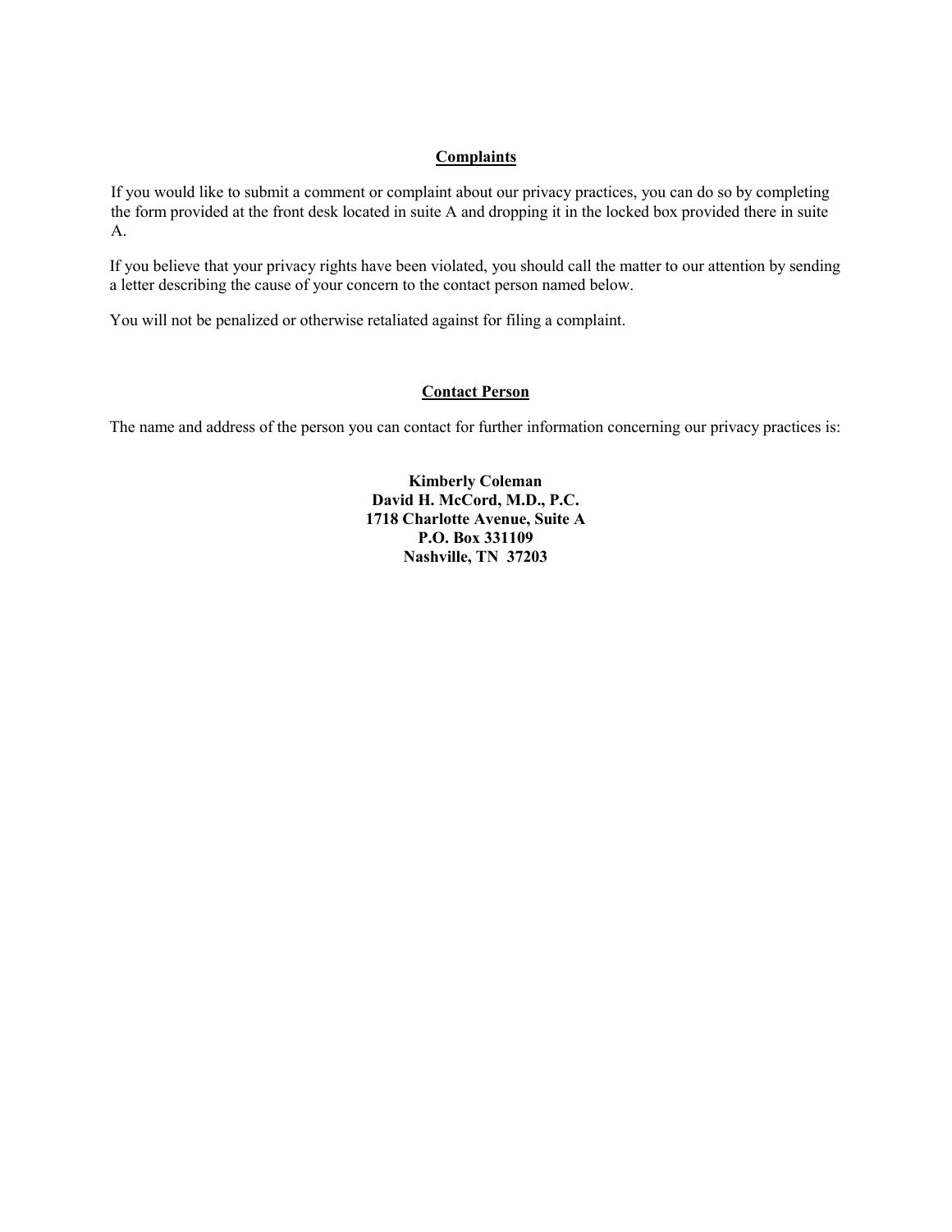## Complaints

If you would like to submit a comment or complaint about our privacy practices, you can do so by completing the form provided at the front desk located in suite A and dropping it in the locked box provided there in suite A.

If you believe that your privacy rights have been violated, you should call the matter to our attention by sending a letter describing the cause of your concern to the contact person named below.

You will not be penalized or otherwise retaliated against for filing a complaint.

## Contact Person

The name and address of the person you can contact for further information concerning our privacy practices is:

**Kimberly Coleman**
**David H. McCord, M.D., P.C.**
**1718 Charlotte Avenue, Suite A**
**P.O. Box 331109**
**Nashville, TN 37203**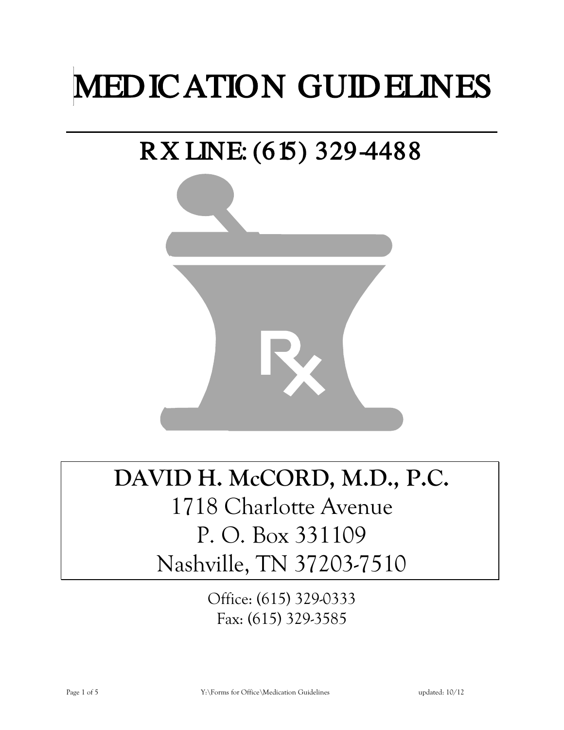# MEDICATION GUIDELINES

## RX LINE: (615) 329-4488

**DAVID H. McCORD, M.D., P.C.**
1718 Charlotte Avenue
P. O. Box 331109
Nashville, TN 37203-7510

Office: (615) 329-0333
Fax: (615) 329-3585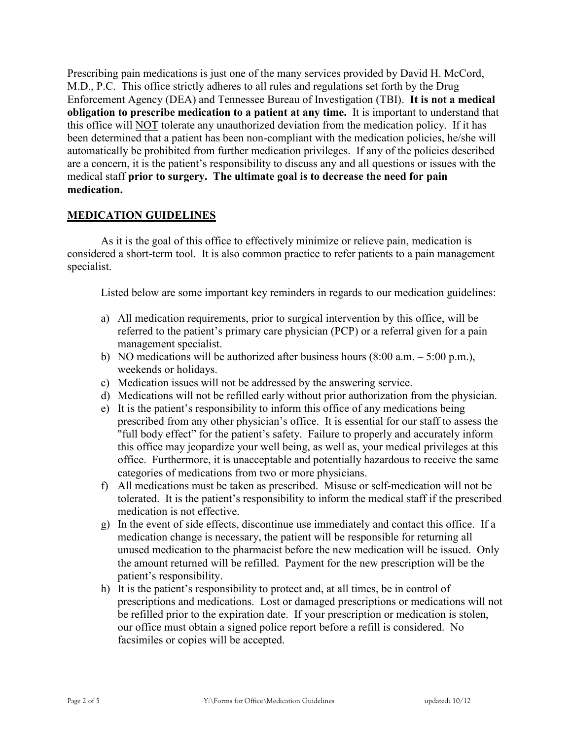Prescribing pain medications is just one of the many services provided by David H. McCord, M.D., P.C. This office strictly adheres to all rules and regulations set forth by the Drug Enforcement Agency (DEA) and Tennessee Bureau of Investigation (TBI). **It is not a medical obligation to prescribe medication to a patient at any time.** It is important to understand that this office will NOT tolerate any unauthorized deviation from the medication policy. If it has been determined that a patient has been non-compliant with the medication policies, he/she will automatically be prohibited from further medication privileges. If any of the policies described are a concern, it is the patient's responsibility to discuss any and all questions or issues with the medical staff **prior to surgery. The ultimate goal is to decrease the need for pain medication.**

## MEDICATION GUIDELINES

As it is the goal of this office to effectively minimize or relieve pain, medication is considered a short-term tool. It is also common practice to refer patients to a pain management specialist.

Listed below are some important key reminders in regards to our medication guidelines:

a) All medication requirements, prior to surgical intervention by this office, will be referred to the patient's primary care physician (PCP) or a referral given for a pain management specialist.
b) NO medications will be authorized after business hours (8:00 a.m. – 5:00 p.m.), weekends or holidays.
c) Medication issues will not be addressed by the answering service.
d) Medications will not be refilled early without prior authorization from the physician.
e) It is the patient's responsibility to inform this office of any medications being prescribed from any other physician's office. It is essential for our staff to assess the "full body effect" for the patient's safety. Failure to properly and accurately inform this office may jeopardize your well being, as well as, your medical privileges at this office. Furthermore, it is unacceptable and potentially hazardous to receive the same categories of medications from two or more physicians.
f) All medications must be taken as prescribed. Misuse or self-medication will not be tolerated. It is the patient's responsibility to inform the medical staff if the prescribed medication is not effective.
g) In the event of side effects, discontinue use immediately and contact this office. If a medication change is necessary, the patient will be responsible for returning all unused medication to the pharmacist before the new medication will be issued. Only the amount returned will be refilled. Payment for the new prescription will be the patient's responsibility.
h) It is the patient's responsibility to protect and, at all times, be in control of prescriptions and medications. Lost or damaged prescriptions or medications will not be refilled prior to the expiration date. If your prescription or medication is stolen, our office must obtain a signed police report before a refill is considered. No facsimiles or copies will be accepted.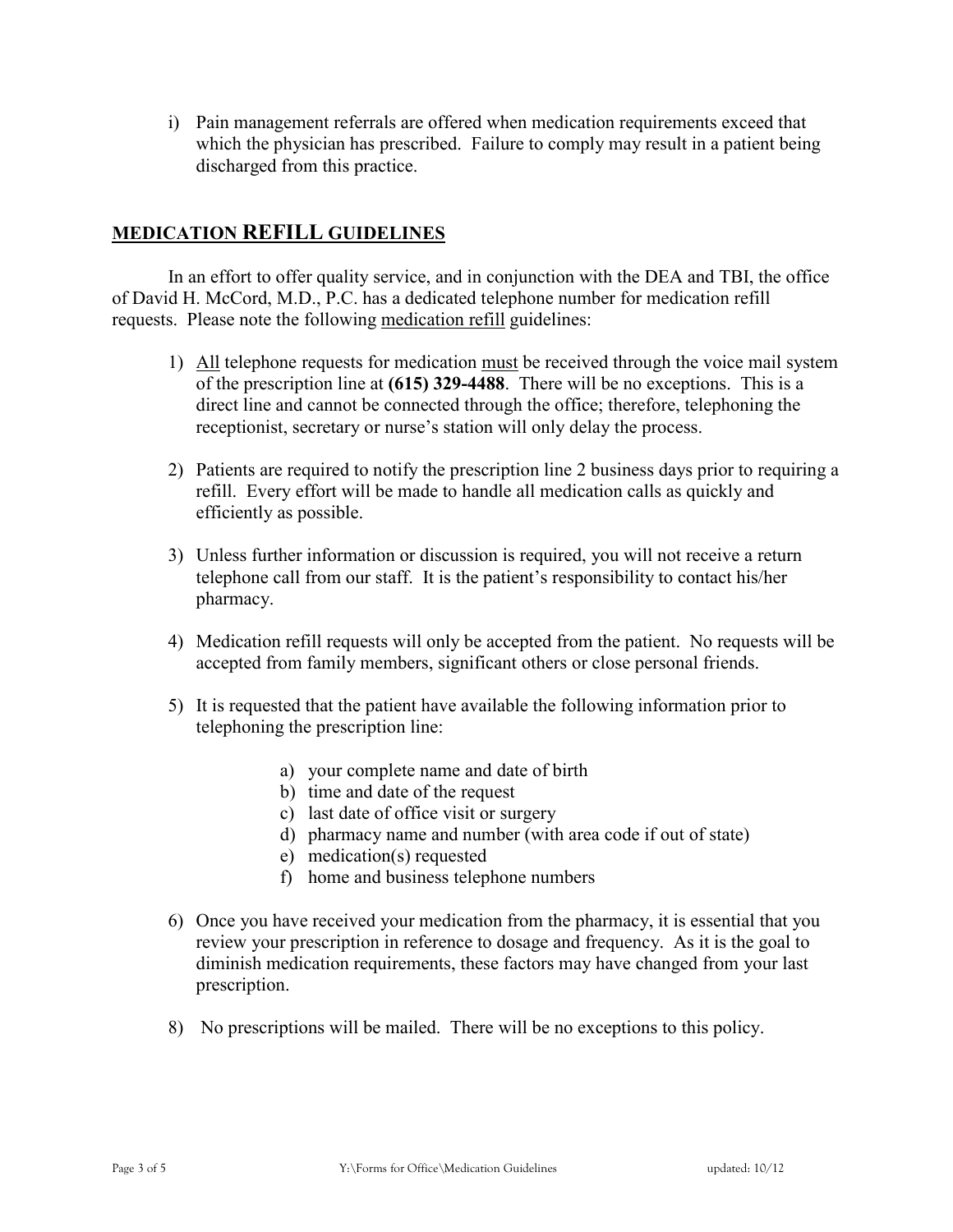i) Pain management referrals are offered when medication requirements exceed that which the physician has prescribed. Failure to comply may result in a patient being discharged from this practice.

## MEDICATION REFILL GUIDELINES

In an effort to offer quality service, and in conjunction with the DEA and TBI, the office of David H. McCord, M.D., P.C. has a dedicated telephone number for medication refill requests. Please note the following medication refill guidelines:

1) All telephone requests for medication must be received through the voice mail system of the prescription line at **(615) 329-4488**. There will be no exceptions. This is a direct line and cannot be connected through the office; therefore, telephoning the receptionist, secretary or nurse's station will only delay the process.

2) Patients are required to notify the prescription line 2 business days prior to requiring a refill. Every effort will be made to handle all medication calls as quickly and efficiently as possible.

3) Unless further information or discussion is required, you will not receive a return telephone call from our staff. It is the patient's responsibility to contact his/her pharmacy.

4) Medication refill requests will only be accepted from the patient. No requests will be accepted from family members, significant others or close personal friends.

5) It is requested that the patient have available the following information prior to telephoning the prescription line:

   a) your complete name and date of birth
   b) time and date of the request
   c) last date of office visit or surgery
   d) pharmacy name and number (with area code if out of state)
   e) medication(s) requested
   f) home and business telephone numbers

6) Once you have received your medication from the pharmacy, it is essential that you review your prescription in reference to dosage and frequency. As it is the goal to diminish medication requirements, these factors may have changed from your last prescription.

8) No prescriptions will be mailed. There will be no exceptions to this policy.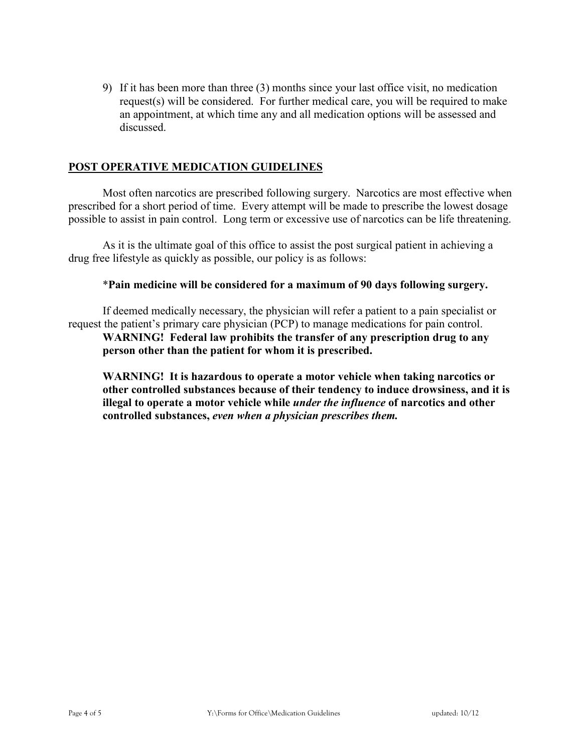9) If it has been more than three (3) months since your last office visit, no medication request(s) will be considered. For further medical care, you will be required to make an appointment, at which time any and all medication options will be assessed and discussed.

## POST OPERATIVE MEDICATION GUIDELINES

Most often narcotics are prescribed following surgery. Narcotics are most effective when prescribed for a short period of time. Every attempt will be made to prescribe the lowest dosage possible to assist in pain control. Long term or excessive use of narcotics can be life threatening.

As it is the ultimate goal of this office to assist the post surgical patient in achieving a drug free lifestyle as quickly as possible, our policy is as follows:

*__Pain medicine will be considered for a maximum of 90 days following surgery.__

If deemed medically necessary, the physician will refer a patient to a pain specialist or request the patient's primary care physician (PCP) to manage medications for pain control.

**WARNING! Federal law prohibits the transfer of any prescription drug to any person other than the patient for whom it is prescribed.**

**WARNING! It is hazardous to operate a motor vehicle when taking narcotics or other controlled substances because of their tendency to induce drowsiness, and it is illegal to operate a motor vehicle while *under the influence* of narcotics and other controlled substances, *even when a physician prescribes them.***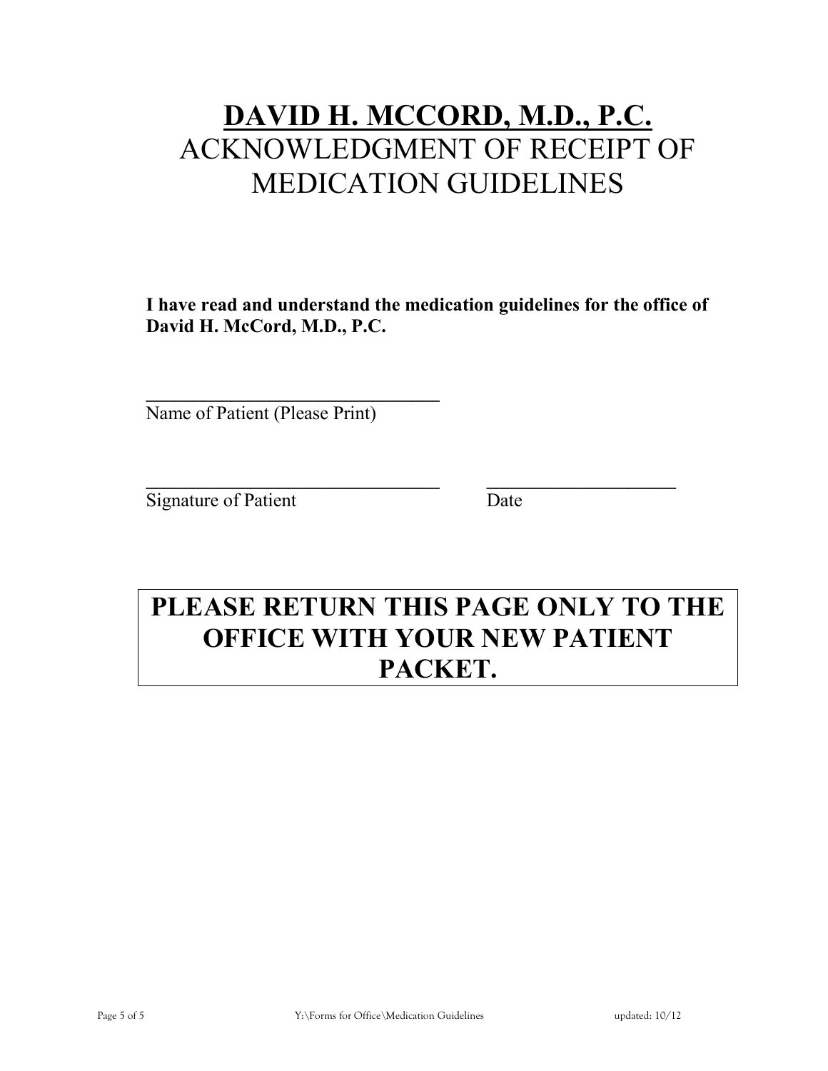# DAVID H. MCCORD, M.D., P.C.

## ACKNOWLEDGMENT OF RECEIPT OF MEDICATION GUIDELINES

**I have read and understand the medication guidelines for the office of David H. McCord, M.D., P.C.**

______________________________
Name of Patient (Please Print)

______________________________ ____________________
Signature of Patient Date

**PLEASE RETURN THIS PAGE ONLY TO THE OFFICE WITH YOUR NEW PATIENT PACKET.**